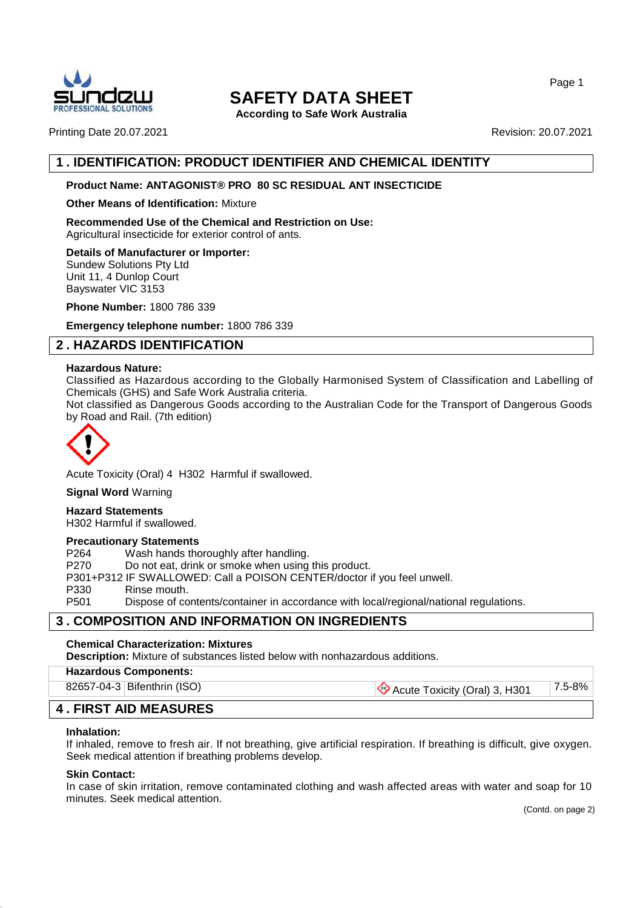# SAFETY DATA SHEET

**According to Safe Work Australia**

Printing Date 20.07.2021 Revision: 20.07.2021

## 1 . IDENTIFICATION: PRODUCT IDENTIFIER AND CHEMICAL IDENTITY

**Product Name: ANTAGONIST® PRO 80 SC RESIDUAL ANT INSECTICIDE**

**Other Means of Identification:** Mixture

**Recommended Use of the Chemical and Restriction on Use:**
Agricultural insecticide for exterior control of ants.

**Details of Manufacturer or Importer:**
Sundew Solutions Pty Ltd
Unit 11, 4 Dunlop Court
Bayswater VIC 3153

**Phone Number:** 1800 786 339

**Emergency telephone number:** 1800 786 339

## 2 . HAZARDS IDENTIFICATION

**Hazardous Nature:**
Classified as Hazardous according to the Globally Harmonised System of Classification and Labelling of Chemicals (GHS) and Safe Work Australia criteria.
Not classified as Dangerous Goods according to the Australian Code for the Transport of Dangerous Goods by Road and Rail. (7th edition)

Acute Toxicity (Oral) 4 H302 Harmful if swallowed.

**Signal Word** Warning

**Hazard Statements**
H302 Harmful if swallowed.

**Precautionary Statements**

P264 Wash hands thoroughly after handling.
P270 Do not eat, drink or smoke when using this product.
P301+P312 IF SWALLOWED: Call a POISON CENTER/doctor if you feel unwell.
P330 Rinse mouth.
P501 Dispose of contents/container in accordance with local/regional/national regulations.

## 3 . COMPOSITION AND INFORMATION ON INGREDIENTS

**Chemical Characterization: Mixtures**
**Description:** Mixture of substances listed below with nonhazardous additions.

| **Hazardous Components:** | | | |
|---|---|---|---|
| 82657-04-3 | Bifenthrin (ISO) | Acute Toxicity (Oral) 3, H301 | 7.5-8% |

## 4 . FIRST AID MEASURES

**Inhalation:**
If inhaled, remove to fresh air. If not breathing, give artificial respiration. If breathing is difficult, give oxygen. Seek medical attention if breathing problems develop.

**Skin Contact:**
In case of skin irritation, remove contaminated clothing and wash affected areas with water and soap for 10 minutes. Seek medical attention.

(Contd. on page 2)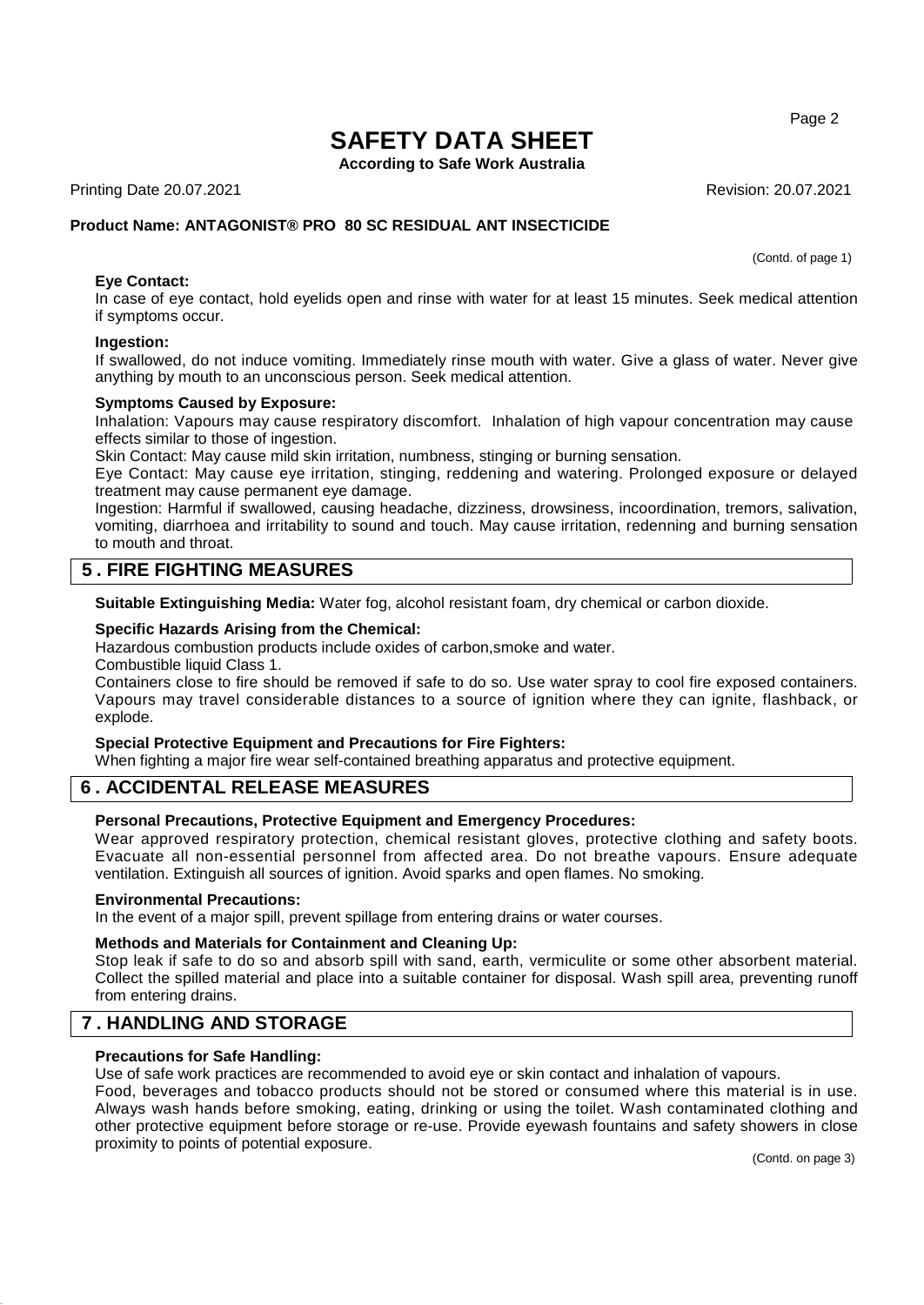**Eye Contact:**
In case of eye contact, hold eyelids open and rinse with water for at least 15 minutes. Seek medical attention if symptoms occur.

**Ingestion:**
If swallowed, do not induce vomiting. Immediately rinse mouth with water. Give a glass of water. Never give anything by mouth to an unconscious person. Seek medical attention.

**Symptoms Caused by Exposure:**
Inhalation: Vapours may cause respiratory discomfort. Inhalation of high vapour concentration may cause effects similar to those of ingestion.
Skin Contact: May cause mild skin irritation, numbness, stinging or burning sensation.
Eye Contact: May cause eye irritation, stinging, reddening and watering. Prolonged exposure or delayed treatment may cause permanent eye damage.
Ingestion: Harmful if swallowed, causing headache, dizziness, drowsiness, incoordination, tremors, salivation, vomiting, diarrhoea and irritability to sound and touch. May cause irritation, redenning and burning sensation to mouth and throat.

## 5 . FIRE FIGHTING MEASURES

**Suitable Extinguishing Media:** Water fog, alcohol resistant foam, dry chemical or carbon dioxide.

**Specific Hazards Arising from the Chemical:**
Hazardous combustion products include oxides of carbon,smoke and water.
Combustible liquid Class 1.
Containers close to fire should be removed if safe to do so. Use water spray to cool fire exposed containers. Vapours may travel considerable distances to a source of ignition where they can ignite, flashback, or explode.

**Special Protective Equipment and Precautions for Fire Fighters:**
When fighting a major fire wear self-contained breathing apparatus and protective equipment.

## 6 . ACCIDENTAL RELEASE MEASURES

**Personal Precautions, Protective Equipment and Emergency Procedures:**
Wear approved respiratory protection, chemical resistant gloves, protective clothing and safety boots. Evacuate all non-essential personnel from affected area. Do not breathe vapours. Ensure adequate ventilation. Extinguish all sources of ignition. Avoid sparks and open flames. No smoking.

**Environmental Precautions:**
In the event of a major spill, prevent spillage from entering drains or water courses.

**Methods and Materials for Containment and Cleaning Up:**
Stop leak if safe to do so and absorb spill with sand, earth, vermiculite or some other absorbent material. Collect the spilled material and place into a suitable container for disposal. Wash spill area, preventing runoff from entering drains.

## 7 . HANDLING AND STORAGE

**Precautions for Safe Handling:**
Use of safe work practices are recommended to avoid eye or skin contact and inhalation of vapours.
Food, beverages and tobacco products should not be stored or consumed where this material is in use. Always wash hands before smoking, eating, drinking or using the toilet. Wash contaminated clothing and other protective equipment before storage or re-use. Provide eyewash fountains and safety showers in close proximity to points of potential exposure.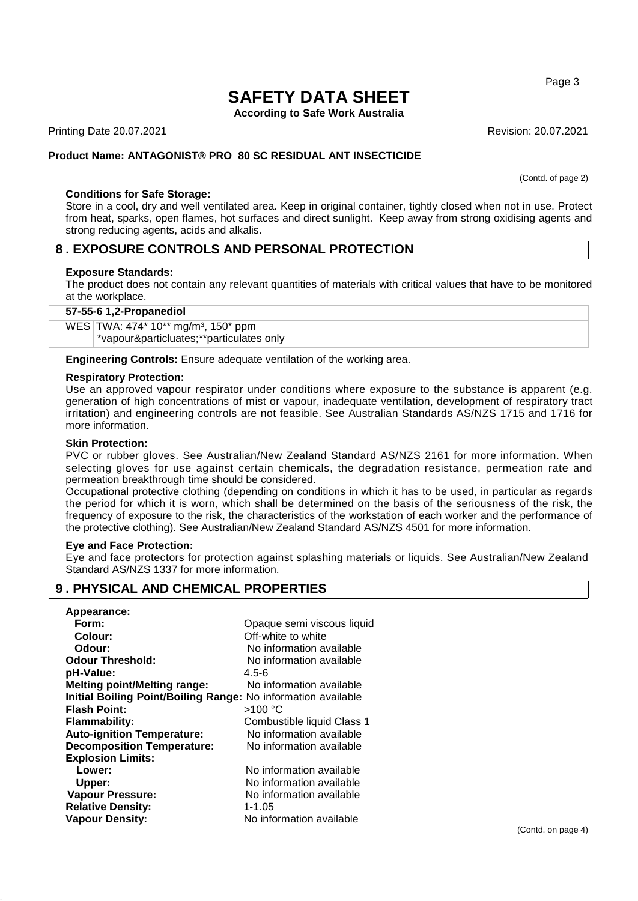(Contd. of page 2)

**Conditions for Safe Storage:**
Store in a cool, dry and well ventilated area. Keep in original container, tightly closed when not in use. Protect from heat, sparks, open flames, hot surfaces and direct sunlight. Keep away from strong oxidising agents and strong reducing agents, acids and alkalis.

## 8 . EXPOSURE CONTROLS AND PERSONAL PROTECTION

**Exposure Standards:**
The product does not contain any relevant quantities of materials with critical values that have to be monitored at the workplace.

| **57-55-6 1,2-Propanediol** | |
|---|---|
| WES | TWA: 474* 10** mg/m³, 150* ppm<br>*vapour&particluates;**particulates only |

**Engineering Controls:** Ensure adequate ventilation of the working area.

**Respiratory Protection:**
Use an approved vapour respirator under conditions where exposure to the substance is apparent (e.g. generation of high concentrations of mist or vapour, inadequate ventilation, development of respiratory tract irritation) and engineering controls are not feasible. See Australian Standards AS/NZS 1715 and 1716 for more information.

**Skin Protection:**
PVC or rubber gloves. See Australian/New Zealand Standard AS/NZS 2161 for more information. When selecting gloves for use against certain chemicals, the degradation resistance, permeation rate and permeation breakthrough time should be considered.
Occupational protective clothing (depending on conditions in which it has to be used, in particular as regards the period for which it is worn, which shall be determined on the basis of the seriousness of the risk, the frequency of exposure to the risk, the characteristics of the workstation of each worker and the performance of the protective clothing). See Australian/New Zealand Standard AS/NZS 4501 for more information.

**Eye and Face Protection:**
Eye and face protectors for protection against splashing materials or liquids. See Australian/New Zealand Standard AS/NZS 1337 for more information.

## 9 . PHYSICAL AND CHEMICAL PROPERTIES

**Appearance:**

| | |
|---|---|
| **Form:** | Opaque semi viscous liquid |
| **Colour:** | Off-white to white |
| **Odour:** | No information available |
| **Odour Threshold:** | No information available |
| **pH-Value:** | 4.5-6 |
| **Melting point/Melting range:** | No information available |
| **Initial Boiling Point/Boiling Range:** | No information available |
| **Flash Point:** | >100 °C |
| **Flammability:** | Combustible liquid Class 1 |
| **Auto-ignition Temperature:** | No information available |
| **Decomposition Temperature:** | No information available |
| **Explosion Limits:** | |
| **Lower:** | No information available |
| **Upper:** | No information available |
| **Vapour Pressure:** | No information available |
| **Relative Density:** | 1-1.05 |
| **Vapour Density:** | No information available |

(Contd. on page 4)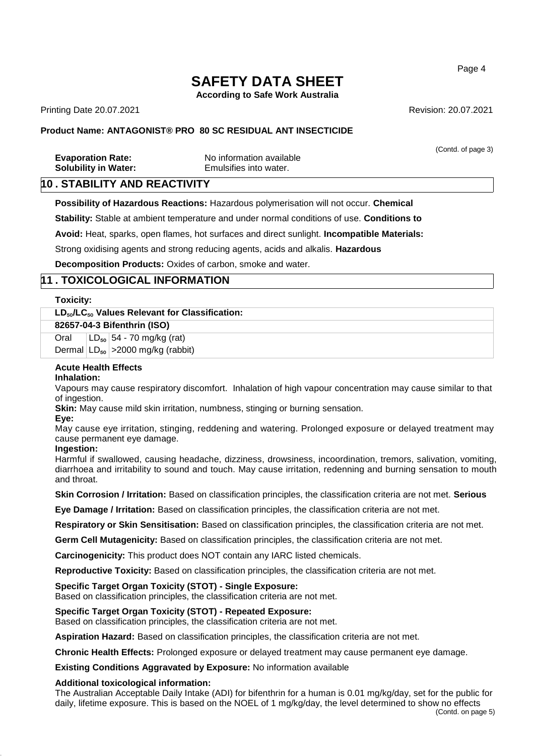(Contd. of page 3)

**Evaporation Rate:** No information available
**Solubility in Water:** Emulsifies into water.

## 10 . STABILITY AND REACTIVITY

**Possibility of Hazardous Reactions:** Hazardous polymerisation will not occur. **Chemical**

**Stability:** Stable at ambient temperature and under normal conditions of use. **Conditions to**

**Avoid:** Heat, sparks, open flames, hot surfaces and direct sunlight. **Incompatible Materials:**

Strong oxidising agents and strong reducing agents, acids and alkalis. **Hazardous**

**Decomposition Products:** Oxides of carbon, smoke and water.

## 11 . TOXICOLOGICAL INFORMATION

**Toxicity:**

| $LD_{50}/LC_{50}$ Values Relevant for Classification: | | |
|---|---|---|
| **82657-04-3 Bifenthrin (ISO)** | | |
| Oral | $LD_{50}$ | 54 - 70 mg/kg (rat) |
| Dermal | $LD_{50}$ | >2000 mg/kg (rabbit) |

**Acute Health Effects**

**Inhalation:**

Vapours may cause respiratory discomfort. Inhalation of high vapour concentration may cause similar to that of ingestion.

**Skin:** May cause mild skin irritation, numbness, stinging or burning sensation.

**Eye:**

May cause eye irritation, stinging, reddening and watering. Prolonged exposure or delayed treatment may cause permanent eye damage.

**Ingestion:**

Harmful if swallowed, causing headache, dizziness, drowsiness, incoordination, tremors, salivation, vomiting, diarrhoea and irritability to sound and touch. May cause irritation, redenning and burning sensation to mouth and throat.

**Skin Corrosion / Irritation:** Based on classification principles, the classification criteria are not met. **Serious**

**Eye Damage / Irritation:** Based on classification principles, the classification criteria are not met.

**Respiratory or Skin Sensitisation:** Based on classification principles, the classification criteria are not met.

**Germ Cell Mutagenicity:** Based on classification principles, the classification criteria are not met.

**Carcinogenicity:** This product does NOT contain any IARC listed chemicals.

**Reproductive Toxicity:** Based on classification principles, the classification criteria are not met.

**Specific Target Organ Toxicity (STOT) - Single Exposure:**
Based on classification principles, the classification criteria are not met.

**Specific Target Organ Toxicity (STOT) - Repeated Exposure:**
Based on classification principles, the classification criteria are not met.

**Aspiration Hazard:** Based on classification principles, the classification criteria are not met.

**Chronic Health Effects:** Prolonged exposure or delayed treatment may cause permanent eye damage.

**Existing Conditions Aggravated by Exposure:** No information available

**Additional toxicological information:**

The Australian Acceptable Daily Intake (ADI) for bifenthrin for a human is 0.01 mg/kg/day, set for the public for daily, lifetime exposure. This is based on the NOEL of 1 mg/kg/day, the level determined to show no effects

(Contd. on page 5)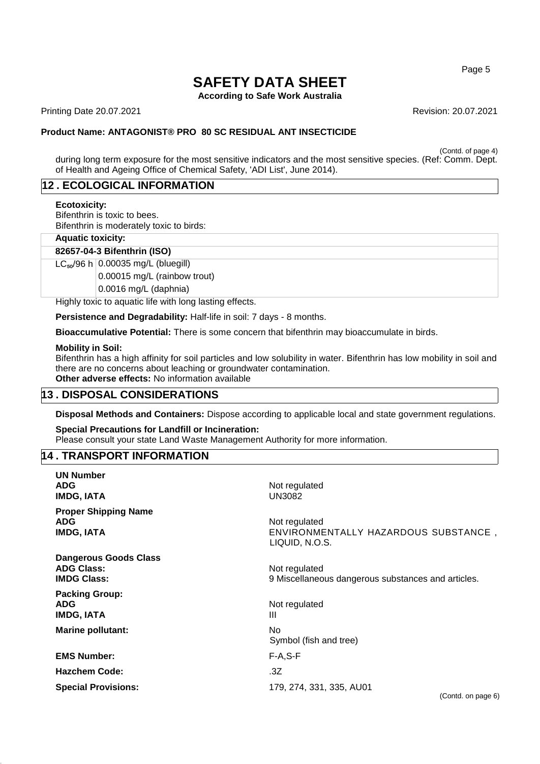(Contd. of page 4)

during long term exposure for the most sensitive indicators and the most sensitive species. (Ref: Comm. Dept. of Health and Ageing Office of Chemical Safety, 'ADI List', June 2014).

## 12 . ECOLOGICAL INFORMATION

**Ecotoxicity:**
Bifenthrin is toxic to bees.
Bifenthrin is moderately toxic to birds:

**Aquatic toxicity:**

| 82657-04-3 Bifenthrin (ISO) | |
|---|---|
| $LC_{50}$/96 h | 0.00035 mg/L (bluegill) |
| | 0.00015 mg/L (rainbow trout) |
| | 0.0016 mg/L (daphnia) |

Highly toxic to aquatic life with long lasting effects.

**Persistence and Degradability:** Half-life in soil: 7 days - 8 months.

**Bioaccumulative Potential:** There is some concern that bifenthrin may bioaccumulate in birds.

**Mobility in Soil:**
Bifenthrin has a high affinity for soil particles and low solubility in water. Bifenthrin has low mobility in soil and there are no concerns about leaching or groundwater contamination.
**Other adverse effects:** No information available

## 13 . DISPOSAL CONSIDERATIONS

**Disposal Methods and Containers:** Dispose according to applicable local and state government regulations.

**Special Precautions for Landfill or Incineration:**
Please consult your state Land Waste Management Authority for more information.

## 14 . TRANSPORT INFORMATION

**UN Number**
**ADG** Not regulated
**IMDG, IATA** UN3082

**Proper Shipping Name**
**ADG** Not regulated
**IMDG, IATA** ENVIRONMENTALLY HAZARDOUS SUBSTANCE , LIQUID, N.O.S.

**Dangerous Goods Class**
**ADG Class:** Not regulated
**IMDG Class:** 9 Miscellaneous dangerous substances and articles.

**Packing Group:**
**ADG** Not regulated
**IMDG, IATA** III

**Marine pollutant:** No
Symbol (fish and tree)

**EMS Number:** F-A,S-F

**Hazchem Code:** .3Z

**Special Provisions:** 179, 274, 331, 335, AU01

(Contd. on page 6)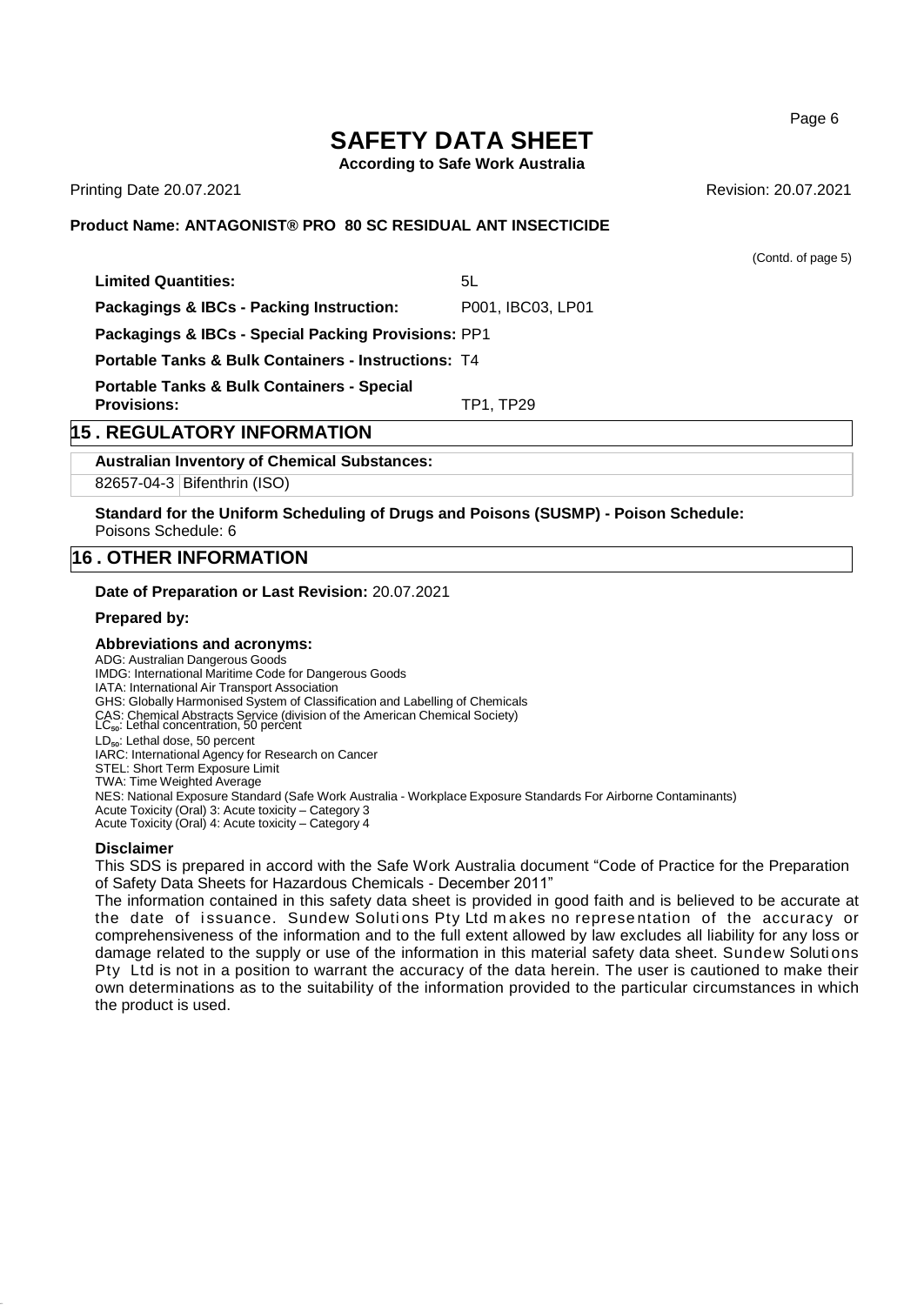(Contd. of page 5)

| | |
|---|---|
| **Limited Quantities:** | 5L |
| **Packagings & IBCs - Packing Instruction:** | P001, IBC03, LP01 |
| **Packagings & IBCs - Special Packing Provisions:** | PP1 |
| **Portable Tanks & Bulk Containers - Instructions:** | T4 |
| **Portable Tanks & Bulk Containers - Special Provisions:** | TP1, TP29 |

## 15 . REGULATORY INFORMATION

**Australian Inventory of Chemical Substances:**

| | |
|---|---|
| 82657-04-3 | Bifenthrin (ISO) |

**Standard for the Uniform Scheduling of Drugs and Poisons (SUSMP) - Poison Schedule:**
Poisons Schedule: 6

## 16 . OTHER INFORMATION

**Date of Preparation or Last Revision:** 20.07.2021

**Prepared by:**

**Abbreviations and acronyms:**

ADG: Australian Dangerous Goods
IMDG: International Maritime Code for Dangerous Goods
IATA: International Air Transport Association
GHS: Globally Harmonised System of Classification and Labelling of Chemicals
CAS: Chemical Abstracts Service (division of the American Chemical Society)
$LC_{50}$: Lethal concentration, 50 percent
$LD_{50}$: Lethal dose, 50 percent
IARC: International Agency for Research on Cancer
STEL: Short Term Exposure Limit
TWA: Time Weighted Average
NES: National Exposure Standard (Safe Work Australia - Workplace Exposure Standards For Airborne Contaminants)
Acute Toxicity (Oral) 3: Acute toxicity – Category 3
Acute Toxicity (Oral) 4: Acute toxicity – Category 4

**Disclaimer**

This SDS is prepared in accord with the Safe Work Australia document "Code of Practice for the Preparation of Safety Data Sheets for Hazardous Chemicals - December 2011"

The information contained in this safety data sheet is provided in good faith and is believed to be accurate at the date of issuance. Sundew Solutions Pty Ltd makes no representation of the accuracy or comprehensiveness of the information and to the full extent allowed by law excludes all liability for any loss or damage related to the supply or use of the information in this material safety data sheet. Sundew Solutions Pty Ltd is not in a position to warrant the accuracy of the data herein. The user is cautioned to make their own determinations as to the suitability of the information provided to the particular circumstances in which the product is used.